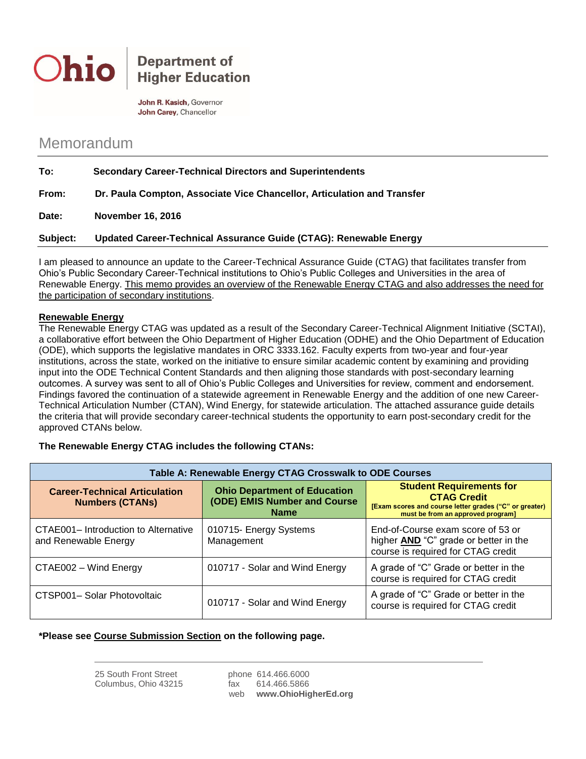**Ohio** | **Department of Higher Education**

**John R. Kasich**, Governor
**John Carey**, Chancellor

# Memorandum

**To:** **Secondary Career-Technical Directors and Superintendents**

**From:** **Dr. Paula Compton, Associate Vice Chancellor, Articulation and Transfer**

**Date:** **November 16, 2016**

**Subject:** **Updated Career-Technical Assurance Guide (CTAG): Renewable Energy**

I am pleased to announce an update to the Career-Technical Assurance Guide (CTAG) that facilitates transfer from Ohio's Public Secondary Career-Technical institutions to Ohio's Public Colleges and Universities in the area of Renewable Energy. This memo provides an overview of the Renewable Energy CTAG and also addresses the need for the participation of secondary institutions.

**Renewable Energy**

The Renewable Energy CTAG was updated as a result of the Secondary Career-Technical Alignment Initiative (SCTAI), a collaborative effort between the Ohio Department of Higher Education (ODHE) and the Ohio Department of Education (ODE), which supports the legislative mandates in ORC 3333.162. Faculty experts from two-year and four-year institutions, across the state, worked on the initiative to ensure similar academic content by examining and providing input into the ODE Technical Content Standards and then aligning those standards with post-secondary learning outcomes. A survey was sent to all of Ohio's Public Colleges and Universities for review, comment and endorsement. Findings favored the continuation of a statewide agreement in Renewable Energy and the addition of one new Career-Technical Articulation Number (CTAN), Wind Energy, for statewide articulation. The attached assurance guide details the criteria that will provide secondary career-technical students the opportunity to earn post-secondary credit for the approved CTANs below.

**The Renewable Energy CTAG includes the following CTANs:**

| Table A: Renewable Energy CTAG Crosswalk to ODE Courses | | |
|---|---|---|
| **Career-Technical Articulation Numbers (CTANs)** | **Ohio Department of Education (ODE) EMIS Number and Course Name** | **Student Requirements for CTAG Credit** **[Exam scores and course letter grades ("C" or greater) must be from an approved program]** |
| CTAE001– Introduction to Alternative and Renewable Energy | 010715- Energy Systems Management | End-of-Course exam score of 53 or higher **AND** "C" grade or better in the course is required for CTAG credit |
| CTAE002 – Wind Energy | 010717 - Solar and Wind Energy | A grade of "C" Grade or better in the course is required for CTAG credit |
| CTSP001– Solar Photovoltaic | 010717 - Solar and Wind Energy | A grade of "C" Grade or better in the course is required for CTAG credit |

**\*Please see Course Submission Section on the following page.**

25 South Front Street
Columbus, Ohio 43215

phone 614.466.6000
fax 614.466.5866
web **www.OhioHigherEd.org**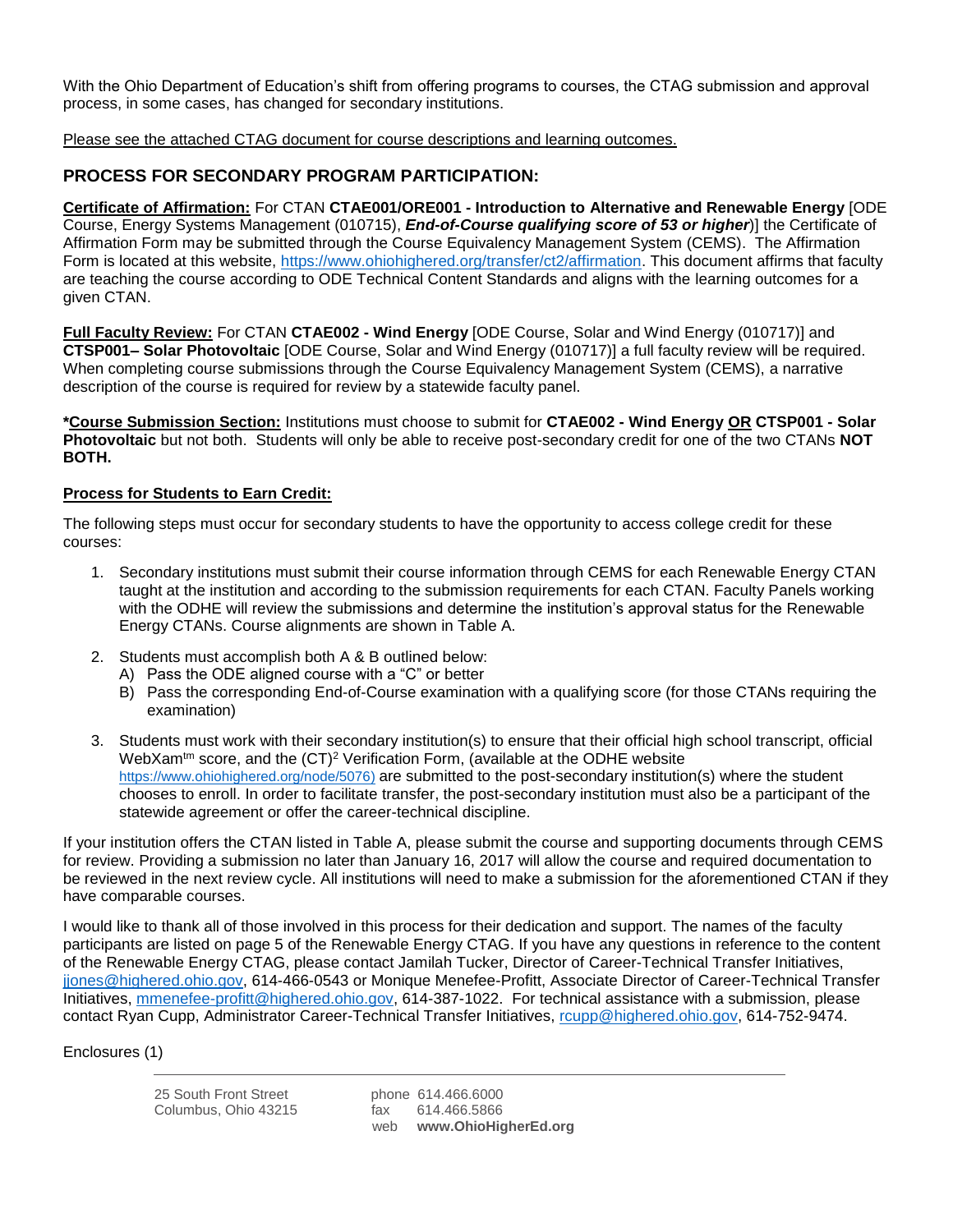With the Ohio Department of Education's shift from offering programs to courses, the CTAG submission and approval process, in some cases, has changed for secondary institutions.

Please see the attached CTAG document for course descriptions and learning outcomes.

## PROCESS FOR SECONDARY PROGRAM PARTICIPATION:

**Certificate of Affirmation:** For CTAN **CTAE001/ORE001 - Introduction to Alternative and Renewable Energy** [ODE Course, Energy Systems Management (010715), ***End-of-Course qualifying score of 53 or higher***)] the Certificate of Affirmation Form may be submitted through the Course Equivalency Management System (CEMS). The Affirmation Form is located at this website, https://www.ohiohighered.org/transfer/ct2/affirmation. This document affirms that faculty are teaching the course according to ODE Technical Content Standards and aligns with the learning outcomes for a given CTAN.

**Full Faculty Review:** For CTAN **CTAE002 - Wind Energy** [ODE Course, Solar and Wind Energy (010717)] and **CTSP001– Solar Photovoltaic** [ODE Course, Solar and Wind Energy (010717)] a full faculty review will be required. When completing course submissions through the Course Equivalency Management System (CEMS), a narrative description of the course is required for review by a statewide faculty panel.

***Course Submission Section:** Institutions must choose to submit for **CTAE002 - Wind Energy OR CTSP001 - Solar Photovoltaic** but not both. Students will only be able to receive post-secondary credit for one of the two CTANs **NOT BOTH.**

**Process for Students to Earn Credit:**

The following steps must occur for secondary students to have the opportunity to access college credit for these courses:

1. Secondary institutions must submit their course information through CEMS for each Renewable Energy CTAN taught at the institution and according to the submission requirements for each CTAN. Faculty Panels working with the ODHE will review the submissions and determine the institution's approval status for the Renewable Energy CTANs. Course alignments are shown in Table A.

2. Students must accomplish both A & B outlined below:
   A) Pass the ODE aligned course with a "C" or better
   B) Pass the corresponding End-of-Course examination with a qualifying score (for those CTANs requiring the examination)

3. Students must work with their secondary institution(s) to ensure that their official high school transcript, official WebXam™ score, and the $(CT)^2$ Verification Form, (available at the ODHE website https://www.ohiohighered.org/node/5076) are submitted to the post-secondary institution(s) where the student chooses to enroll. In order to facilitate transfer, the post-secondary institution must also be a participant of the statewide agreement or offer the career-technical discipline.

If your institution offers the CTAN listed in Table A, please submit the course and supporting documents through CEMS for review. Providing a submission no later than January 16, 2017 will allow the course and required documentation to be reviewed in the next review cycle. All institutions will need to make a submission for the aforementioned CTAN if they have comparable courses.

I would like to thank all of those involved in this process for their dedication and support. The names of the faculty participants are listed on page 5 of the Renewable Energy CTAG. If you have any questions in reference to the content of the Renewable Energy CTAG, please contact Jamilah Tucker, Director of Career-Technical Transfer Initiatives, jjones@highered.ohio.gov, 614-466-0543 or Monique Menefee-Profitt, Associate Director of Career-Technical Transfer Initiatives, mmenefee-profitt@highered.ohio.gov, 614-387-1022. For technical assistance with a submission, please contact Ryan Cupp, Administrator Career-Technical Transfer Initiatives, rcupp@highered.ohio.gov, 614-752-9474.

Enclosures (1)

25 South Front Street
Columbus, Ohio 43215

phone 614.466.6000
fax 614.466.5866
web **www.OhioHigherEd.org**